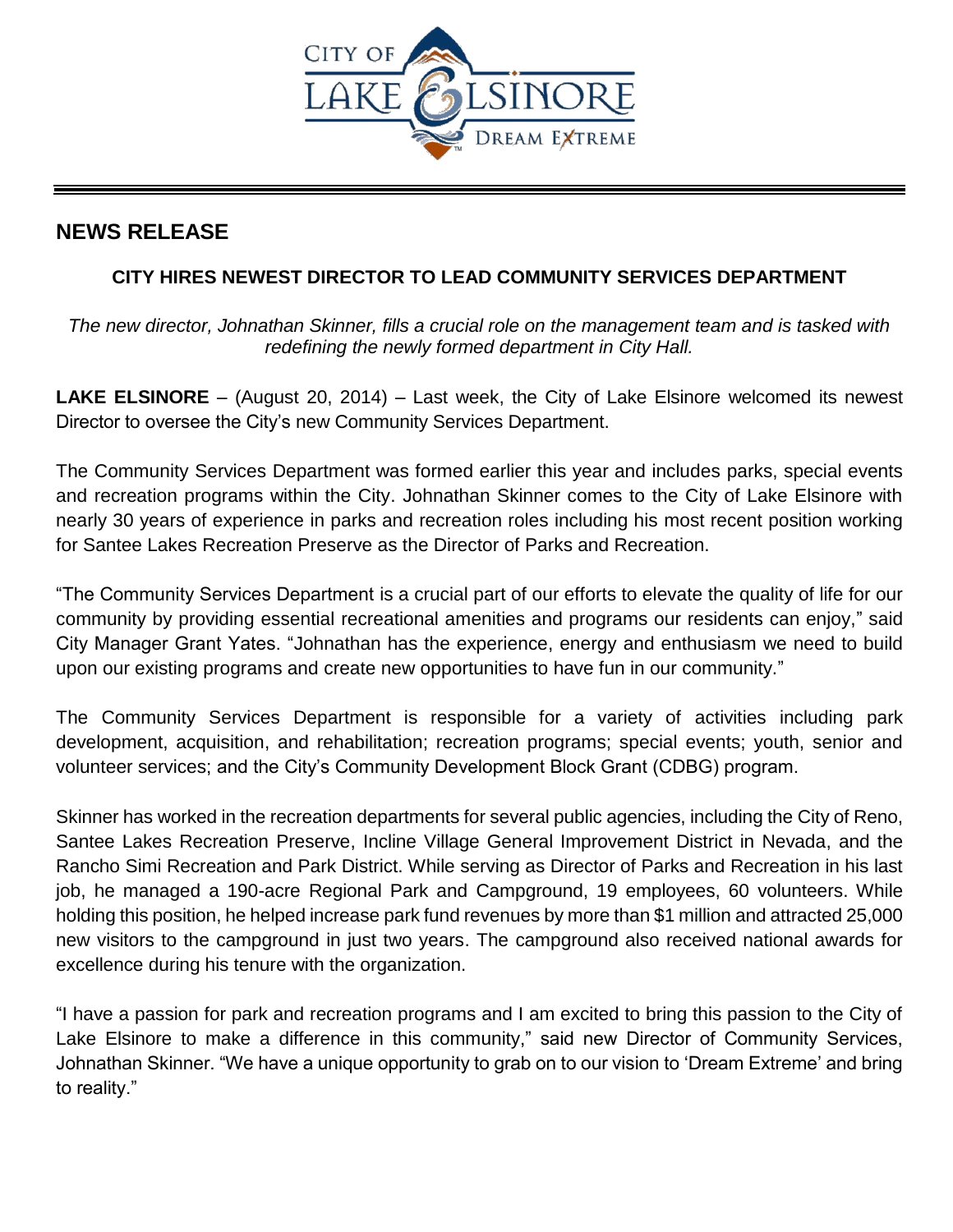# NEWS RELEASE

**CITY HIRES NEWEST DIRECTOR TO LEAD COMMUNITY SERVICES DEPARTMENT**

*The new director, Johnathan Skinner, fills a crucial role on the management team and is tasked with redefining the newly formed department in City Hall.*

**LAKE ELSINORE** – (August 20, 2014) – Last week, the City of Lake Elsinore welcomed its newest Director to oversee the City's new Community Services Department.

The Community Services Department was formed earlier this year and includes parks, special events and recreation programs within the City. Johnathan Skinner comes to the City of Lake Elsinore with nearly 30 years of experience in parks and recreation roles including his most recent position working for Santee Lakes Recreation Preserve as the Director of Parks and Recreation.

"The Community Services Department is a crucial part of our efforts to elevate the quality of life for our community by providing essential recreational amenities and programs our residents can enjoy," said City Manager Grant Yates. "Johnathan has the experience, energy and enthusiasm we need to build upon our existing programs and create new opportunities to have fun in our community."

The Community Services Department is responsible for a variety of activities including park development, acquisition, and rehabilitation; recreation programs; special events; youth, senior and volunteer services; and the City's Community Development Block Grant (CDBG) program.

Skinner has worked in the recreation departments for several public agencies, including the City of Reno, Santee Lakes Recreation Preserve, Incline Village General Improvement District in Nevada, and the Rancho Simi Recreation and Park District. While serving as Director of Parks and Recreation in his last job, he managed a 190-acre Regional Park and Campground, 19 employees, 60 volunteers. While holding this position, he helped increase park fund revenues by more than $1 million and attracted 25,000 new visitors to the campground in just two years. The campground also received national awards for excellence during his tenure with the organization.

"I have a passion for park and recreation programs and I am excited to bring this passion to the City of Lake Elsinore to make a difference in this community," said new Director of Community Services, Johnathan Skinner. "We have a unique opportunity to grab on to our vision to 'Dream Extreme' and bring to reality."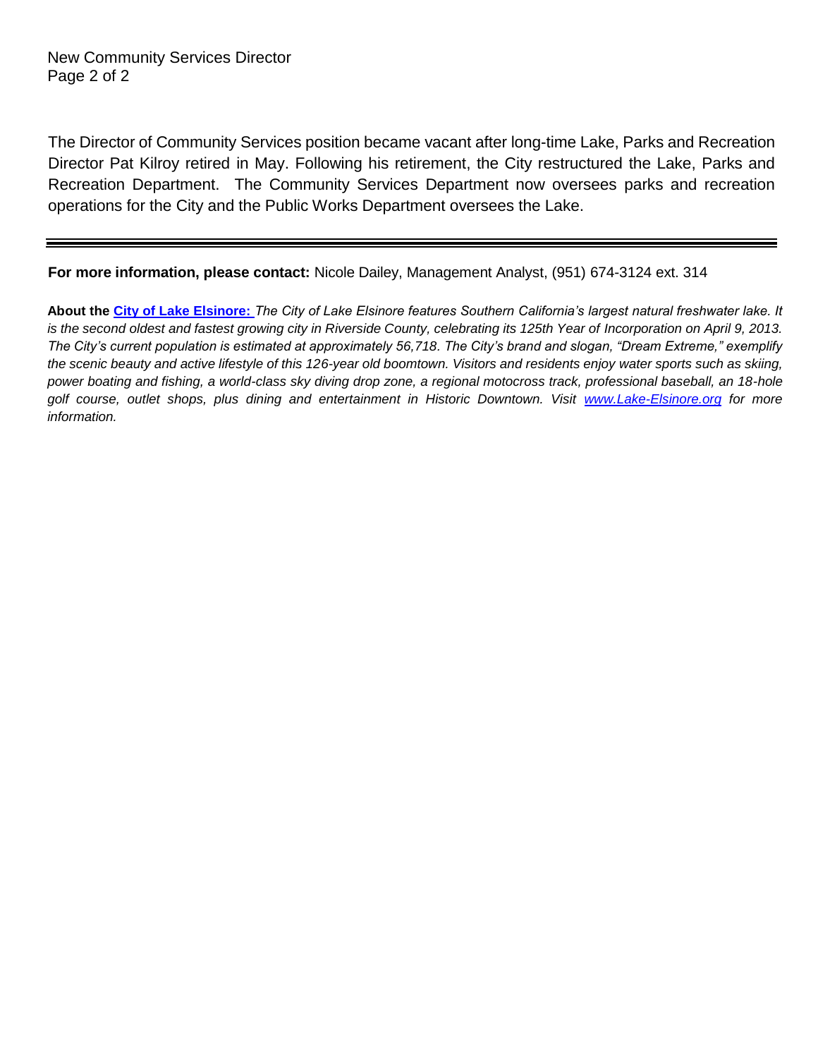The Director of Community Services position became vacant after long-time Lake, Parks and Recreation Director Pat Kilroy retired in May. Following his retirement, the City restructured the Lake, Parks and Recreation Department. The Community Services Department now oversees parks and recreation operations for the City and the Public Works Department oversees the Lake.

---

**For more information, please contact:** Nicole Dailey, Management Analyst, (951) 674-3124 ext. 314

**About the [City of Lake Elsinore:](http://www.Lake-Elsinore.org)** *The City of Lake Elsinore features Southern California's largest natural freshwater lake. It is the second oldest and fastest growing city in Riverside County, celebrating its 125th Year of Incorporation on April 9, 2013. The City's current population is estimated at approximately 56,718. The City's brand and slogan, "Dream Extreme," exemplify the scenic beauty and active lifestyle of this 126-year old boomtown. Visitors and residents enjoy water sports such as skiing, power boating and fishing, a world-class sky diving drop zone, a regional motocross track, professional baseball, an 18-hole golf course, outlet shops, plus dining and entertainment in Historic Downtown. Visit [www.Lake-Elsinore.org](http://www.Lake-Elsinore.org) for more information.*